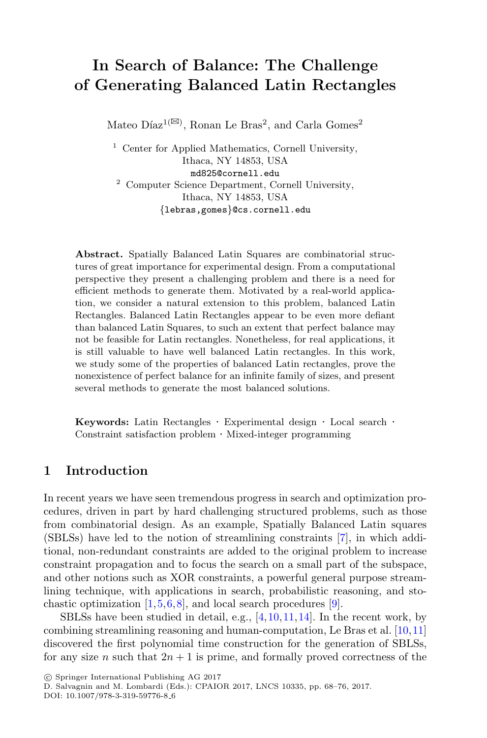# In Search of Balance: The Challenge of Generating Balanced Latin Rectangles

Mateo Díaz[1(✉)], Ronan Le Bras[2], and Carla Gomes[2]

[1] Center for Applied Mathematics, Cornell University, Ithaca, NY 14853, USA
md825@cornell.edu

[2] Computer Science Department, Cornell University, Ithaca, NY 14853, USA
{lebras,gomes}@cs.cornell.edu

**Abstract.** Spatially Balanced Latin Squares are combinatorial structures of great importance for experimental design. From a computational perspective they present a challenging problem and there is a need for efficient methods to generate them. Motivated by a real-world application, we consider a natural extension to this problem, balanced Latin Rectangles. Balanced Latin Rectangles appear to be even more defiant than balanced Latin Squares, to such an extent that perfect balance may not be feasible for Latin rectangles. Nonetheless, for real applications, it is still valuable to have well balanced Latin rectangles. In this work, we study some of the properties of balanced Latin rectangles, prove the nonexistence of perfect balance for an infinite family of sizes, and present several methods to generate the most balanced solutions.

**Keywords:** Latin Rectangles · Experimental design · Local search · Constraint satisfaction problem · Mixed-integer programming

## 1 Introduction

In recent years we have seen tremendous progress in search and optimization procedures, driven in part by hard challenging structured problems, such as those from combinatorial design. As an example, Spatially Balanced Latin squares (SBLSs) have led to the notion of streamlining constraints [7], in which additional, non-redundant constraints are added to the original problem to increase constraint propagation and to focus the search on a small part of the subspace, and other notions such as XOR constraints, a powerful general purpose streamlining technique, with applications in search, probabilistic reasoning, and stochastic optimization [1,5,6,8], and local search procedures [9].

SBLSs have been studied in detail, e.g., [4,10,11,14]. In the recent work, by combining streamlining reasoning and human-computation, Le Bras et al. [10,11] discovered the first polynomial time construction for the generation of SBLSs, for any size $n$ such that $2n + 1$ is prime, and formally proved correctness of the

© Springer International Publishing AG 2017
D. Salvagnin and M. Lombardi (Eds.): CPAIOR 2017, LNCS 10335, pp. 68–76, 2017.
DOI: 10.1007/978-3-319-59776-8_6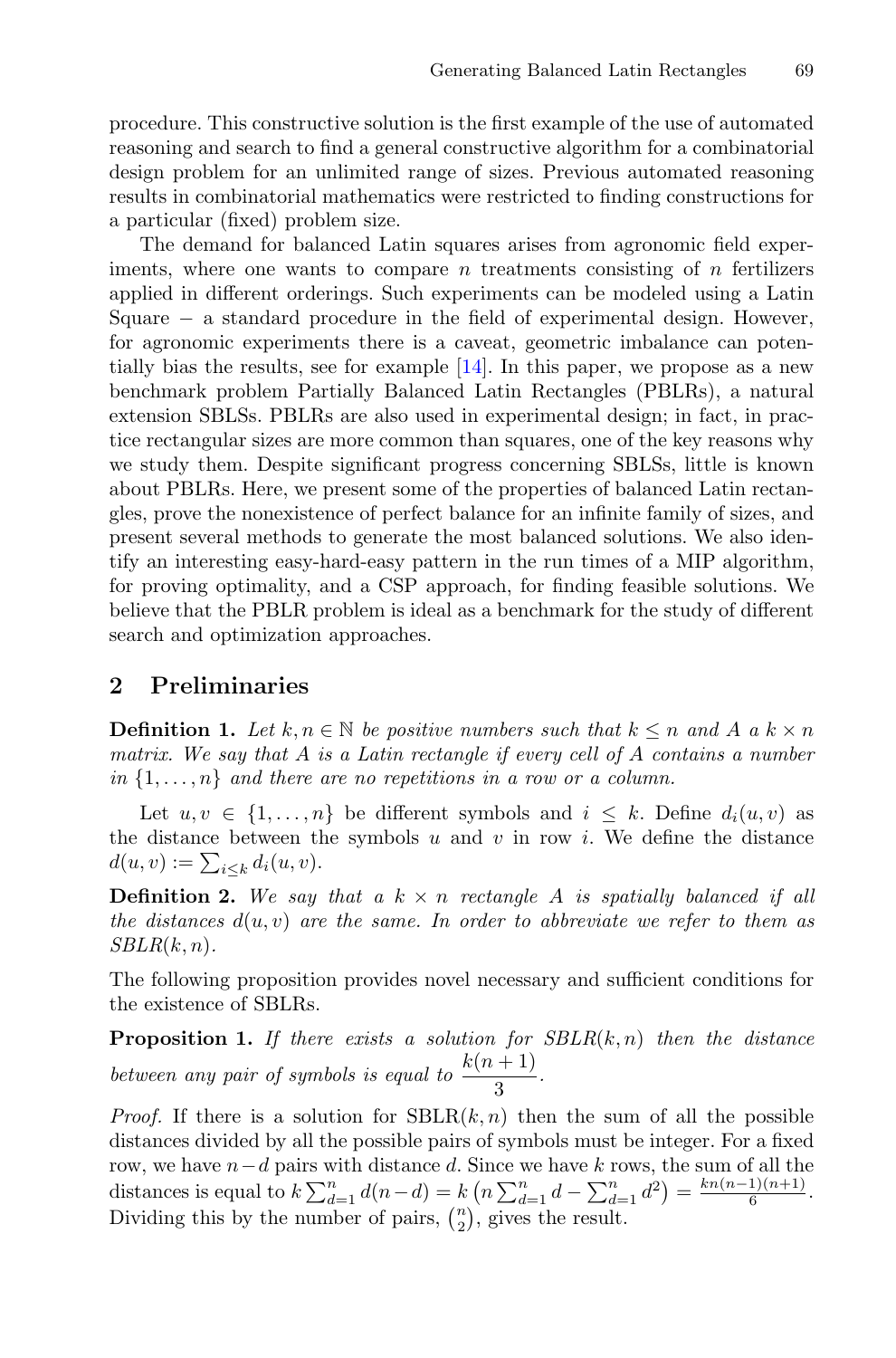procedure. This constructive solution is the first example of the use of automated reasoning and search to find a general constructive algorithm for a combinatorial design problem for an unlimited range of sizes. Previous automated reasoning results in combinatorial mathematics were restricted to finding constructions for a particular (fixed) problem size.

The demand for balanced Latin squares arises from agronomic field experiments, where one wants to compare $n$ treatments consisting of $n$ fertilizers applied in different orderings. Such experiments can be modeled using a Latin Square − a standard procedure in the field of experimental design. However, for agronomic experiments there is a caveat, geometric imbalance can potentially bias the results, see for example [14]. In this paper, we propose as a new benchmark problem Partially Balanced Latin Rectangles (PBLRs), a natural extension SBLSs. PBLRs are also used in experimental design; in fact, in practice rectangular sizes are more common than squares, one of the key reasons why we study them. Despite significant progress concerning SBLSs, little is known about PBLRs. Here, we present some of the properties of balanced Latin rectangles, prove the nonexistence of perfect balance for an infinite family of sizes, and present several methods to generate the most balanced solutions. We also identify an interesting easy-hard-easy pattern in the run times of a MIP algorithm, for proving optimality, and a CSP approach, for finding feasible solutions. We believe that the PBLR problem is ideal as a benchmark for the study of different search and optimization approaches.

## 2 Preliminaries

**Definition 1.** *Let $k, n \in \mathbb{N}$ be positive numbers such that $k \leq n$ and $A$ a $k \times n$ matrix. We say that $A$ is a Latin rectangle if every cell of $A$ contains a number in $\{1, \ldots, n\}$ and there are no repetitions in a row or a column.*

Let $u, v \in \{1, \ldots, n\}$ be different symbols and $i \leq k$. Define $d_i(u, v)$ as the distance between the symbols $u$ and $v$ in row $i$. We define the distance $d(u, v) := \sum_{i \leq k} d_i(u, v)$.

**Definition 2.** *We say that a $k \times n$ rectangle $A$ is spatially balanced if all the distances $d(u, v)$ are the same. In order to abbreviate we refer to them as $SBLR(k, n)$.*

The following proposition provides novel necessary and sufficient conditions for the existence of SBLRs.

**Proposition 1.** *If there exists a solution for $SBLR(k, n)$ then the distance between any pair of symbols is equal to $\dfrac{k(n+1)}{3}$.*

*Proof.* If there is a solution for SBLR$(k, n)$ then the sum of all the possible distances divided by all the possible pairs of symbols must be integer. For a fixed row, we have $n - d$ pairs with distance $d$. Since we have $k$ rows, the sum of all the distances is equal to $k \sum_{d=1}^{n} d(n-d) = k \left( n \sum_{d=1}^{n} d - \sum_{d=1}^{n} d^2 \right) = \frac{kn(n-1)(n+1)}{6}$. Dividing this by the number of pairs, $\binom{n}{2}$, gives the result.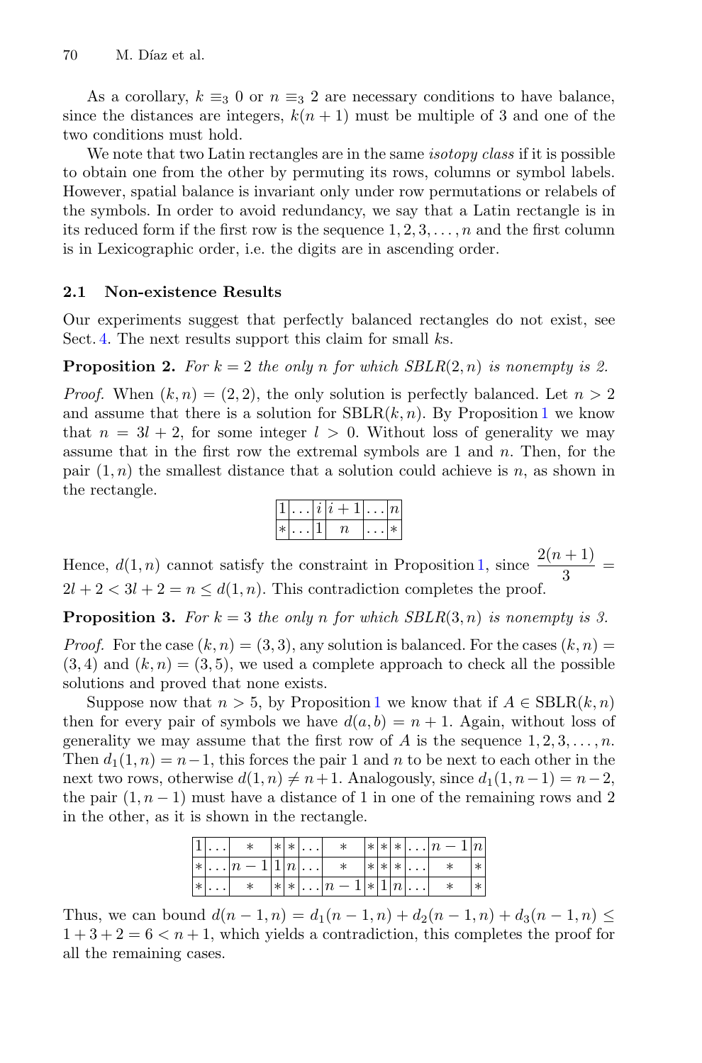As a corollary, $k \equiv_3 0$ or $n \equiv_3 2$ are necessary conditions to have balance, since the distances are integers, $k(n+1)$ must be multiple of 3 and one of the two conditions must hold.

We note that two Latin rectangles are in the same *isotopy class* if it is possible to obtain one from the other by permuting its rows, columns or symbol labels. However, spatial balance is invariant only under row permutations or relabels of the symbols. In order to avoid redundancy, we say that a Latin rectangle is in its reduced form if the first row is the sequence $1, 2, 3, \ldots, n$ and the first column is in Lexicographic order, i.e. the digits are in ascending order.

### 2.1 Non-existence Results

Our experiments suggest that perfectly balanced rectangles do not exist, see Sect. 4. The next results support this claim for small $k$s.

**Proposition 2.** *For $k = 2$ the only $n$ for which SBLR$(2, n)$ is nonempty is 2.*

*Proof.* When $(k, n) = (2, 2)$, the only solution is perfectly balanced. Let $n > 2$ and assume that there is a solution for SBLR$(k, n)$. By Proposition 1 we know that $n = 3l + 2$, for some integer $l > 0$. Without loss of generality we may assume that in the first row the extremal symbols are 1 and $n$. Then, for the pair $(1, n)$ the smallest distance that a solution could achieve is $n$, as shown in the rectangle.

| $1$ | $\ldots$ | $i$ | $i+1$ | $\ldots$ | $n$ |
|---|---|---|---|---|---|
| $*$ | $\ldots$ | $1$ | $n$ | $\ldots$ | $*$ |

Hence, $d(1, n)$ cannot satisfy the constraint in Proposition 1, since $\frac{2(n+1)}{3} = 2l + 2 < 3l + 2 = n \leq d(1, n)$. This contradiction completes the proof.

**Proposition 3.** *For $k = 3$ the only $n$ for which SBLR$(3, n)$ is nonempty is 3.*

*Proof.* For the case $(k, n) = (3, 3)$, any solution is balanced. For the cases $(k, n) = (3, 4)$ and $(k, n) = (3, 5)$, we used a complete approach to check all the possible solutions and proved that none exists.

Suppose now that $n > 5$, by Proposition 1 we know that if $A \in$ SBLR$(k, n)$ then for every pair of symbols we have $d(a, b) = n + 1$. Again, without loss of generality we may assume that the first row of $A$ is the sequence $1, 2, 3, \ldots, n$. Then $d_1(1, n) = n-1$, this forces the pair 1 and $n$ to be next to each other in the next two rows, otherwise $d(1, n) \neq n + 1$. Analogously, since $d_1(1, n-1) = n-2$, the pair $(1, n-1)$ must have a distance of 1 in one of the remaining rows and 2 in the other, as it is shown in the rectangle.

| $1$ | $\ldots$ | $*$ | $*$ | $*$ | $\ldots$ | $*$ | $*$ | $*$ | $*$ | $\ldots$ | $n-1$ | $n$ |
|---|---|---|---|---|---|---|---|---|---|---|---|---|
| $*$ | $\ldots$ | $n-1$ | $1$ | $n$ | $\ldots$ | $*$ | $*$ | $*$ | $*$ | $\ldots$ | $*$ | $*$ |
| $*$ | $\ldots$ | $*$ | $*$ | $*$ | $\ldots$ | $n-1$ | $*$ | $1$ | $n$ | $\ldots$ | $*$ | $*$ |

Thus, we can bound $d(n-1, n) = d_1(n-1, n) + d_2(n-1, n) + d_3(n-1, n) \leq 1 + 3 + 2 = 6 < n + 1$, which yields a contradiction, this completes the proof for all the remaining cases.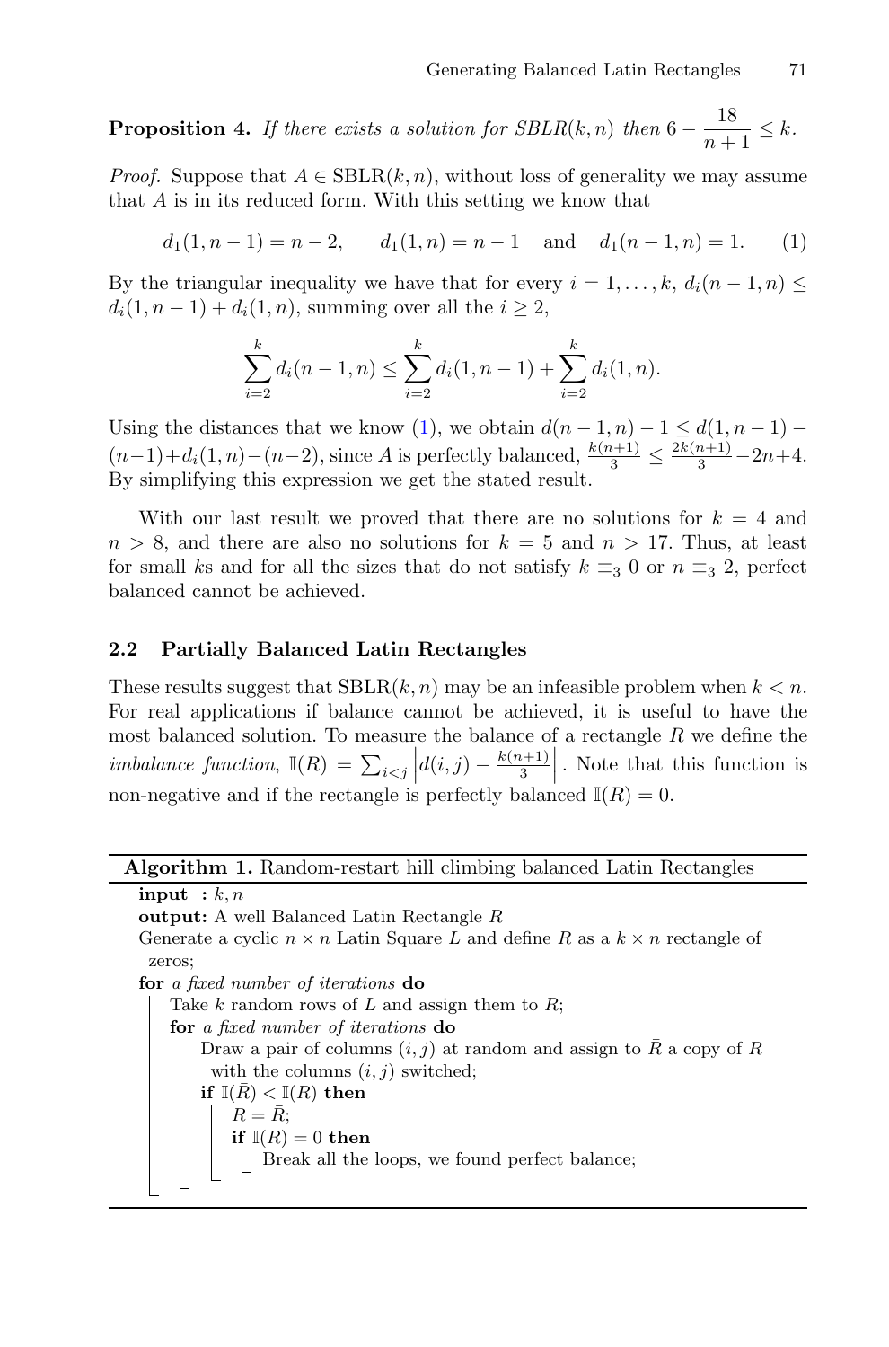**Proposition 4.** *If there exists a solution for SBLR$(k,n)$ then* $6 - \dfrac{18}{n+1} \leq k$.

*Proof.* Suppose that $A \in \text{SBLR}(k,n)$, without loss of generality we may assume that $A$ is in its reduced form. With this setting we know that

$$d_1(1,n-1) = n-2, \qquad d_1(1,n) = n-1 \quad \text{and} \quad d_1(n-1,n) = 1. \tag{1}$$

By the triangular inequality we have that for every $i = 1,\ldots,k$, $d_i(n-1,n) \leq d_i(1,n-1) + d_i(1,n)$, summing over all the $i \geq 2$,

$$\sum_{i=2}^{k} d_i(n-1,n) \leq \sum_{i=2}^{k} d_i(1,n-1) + \sum_{i=2}^{k} d_i(1,n).$$

Using the distances that we know (1), we obtain $d(n-1,n) - 1 \leq d(1,n-1) - (n-1) + d_i(1,n) - (n-2)$, since $A$ is perfectly balanced, $\frac{k(n+1)}{3} \leq \frac{2k(n+1)}{3} - 2n + 4$. By simplifying this expression we get the stated result.

With our last result we proved that there are no solutions for $k = 4$ and $n > 8$, and there are also no solutions for $k = 5$ and $n > 17$. Thus, at least for small $k$s and for all the sizes that do not satisfy $k \equiv_3 0$ or $n \equiv_3 2$, perfect balanced cannot be achieved.

### 2.2 Partially Balanced Latin Rectangles

These results suggest that SBLR$(k,n)$ may be an infeasible problem when $k < n$. For real applications if balance cannot be achieved, it is useful to have the most balanced solution. To measure the balance of a rectangle $R$ we define the *imbalance function*, $\mathbb{I}(R) = \sum_{i<j} \left| d(i,j) - \frac{k(n+1)}{3} \right|$. Note that this function is non-negative and if the rectangle is perfectly balanced $\mathbb{I}(R) = 0$.

**Algorithm 1.** Random-restart hill climbing balanced Latin Rectangles

```
input  : k, n
output: A well Balanced Latin Rectangle R
Generate a cyclic n × n Latin Square L and define R as a k × n rectangle of
  zeros;
for a fixed number of iterations do
    Take k random rows of L and assign them to R;
    for a fixed number of iterations do
        Draw a pair of columns (i, j) at random and assign to R̄ a copy of R
          with the columns (i, j) switched;
        if I(R̄) < I(R) then
            R = R̄;
            if I(R) = 0 then
                Break all the loops, we found perfect balance;
```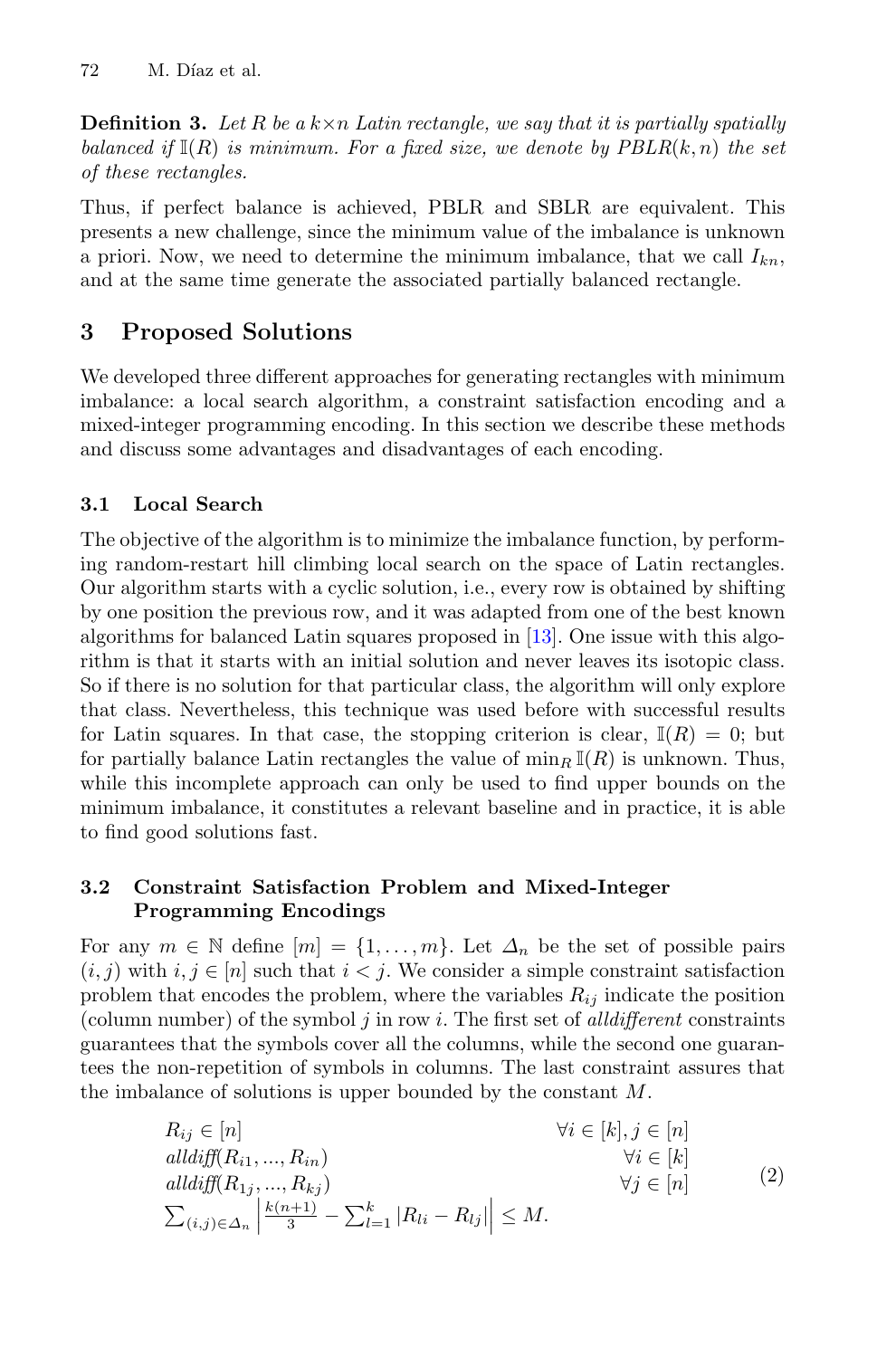**Definition 3.** *Let $R$ be a $k \times n$ Latin rectangle, we say that it is partially spatially balanced if $\mathbb{I}(R)$ is minimum. For a fixed size, we denote by $PBLR(k, n)$ the set of these rectangles.*

Thus, if perfect balance is achieved, PBLR and SBLR are equivalent. This presents a new challenge, since the minimum value of the imbalance is unknown a priori. Now, we need to determine the minimum imbalance, that we call $I_{kn}$, and at the same time generate the associated partially balanced rectangle.

## 3 Proposed Solutions

We developed three different approaches for generating rectangles with minimum imbalance: a local search algorithm, a constraint satisfaction encoding and a mixed-integer programming encoding. In this section we describe these methods and discuss some advantages and disadvantages of each encoding.

### 3.1 Local Search

The objective of the algorithm is to minimize the imbalance function, by performing random-restart hill climbing local search on the space of Latin rectangles. Our algorithm starts with a cyclic solution, i.e., every row is obtained by shifting by one position the previous row, and it was adapted from one of the best known algorithms for balanced Latin squares proposed in [13]. One issue with this algorithm is that it starts with an initial solution and never leaves its isotopic class. So if there is no solution for that particular class, the algorithm will only explore that class. Nevertheless, this technique was used before with successful results for Latin squares. In that case, the stopping criterion is clear, $\mathbb{I}(R) = 0$; but for partially balance Latin rectangles the value of $\min_R \mathbb{I}(R)$ is unknown. Thus, while this incomplete approach can only be used to find upper bounds on the minimum imbalance, it constitutes a relevant baseline and in practice, it is able to find good solutions fast.

### 3.2 Constraint Satisfaction Problem and Mixed-Integer Programming Encodings

For any $m \in \mathbb{N}$ define $[m] = \{1, \ldots, m\}$. Let $\Delta_n$ be the set of possible pairs $(i, j)$ with $i, j \in [n]$ such that $i < j$. We consider a simple constraint satisfaction problem that encodes the problem, where the variables $R_{ij}$ indicate the position (column number) of the symbol $j$ in row $i$. The first set of *alldifferent* constraints guarantees that the symbols cover all the columns, while the second one guarantees the non-repetition of symbols in columns. The last constraint assures that the imbalance of solutions is upper bounded by the constant $M$.

$$
\begin{array}{ll}
R_{ij} \in [n] & \forall i \in [k], j \in [n] \\
\textit{alldiff}(R_{i1}, \ldots, R_{in}) & \forall i \in [k] \\
\textit{alldiff}(R_{1j}, \ldots, R_{kj}) & \forall j \in [n] \\
\sum_{(i,j) \in \Delta_n} \left| \frac{k(n+1)}{3} - \sum_{l=1}^{k} |R_{li} - R_{lj}| \right| \leq M. &
\end{array}
\tag{2}
$$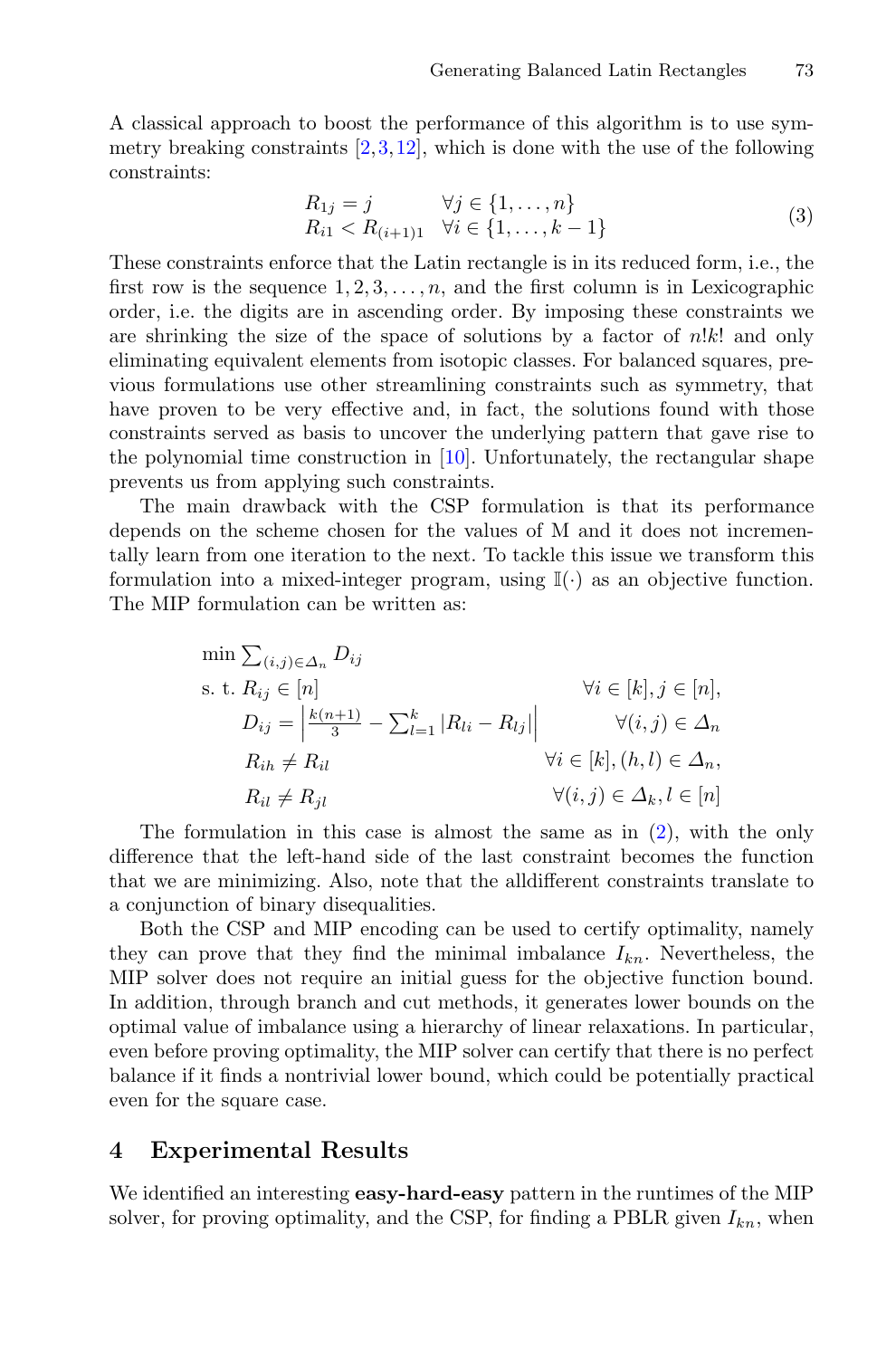A classical approach to boost the performance of this algorithm is to use symmetry breaking constraints [2,3,12], which is done with the use of the following constraints:

$$
\begin{array}{ll}
R_{1j} = j & \forall j \in \{1, \ldots, n\} \\
R_{i1} < R_{(i+1)1} & \forall i \in \{1, \ldots, k-1\}
\end{array}
\tag{3}
$$

These constraints enforce that the Latin rectangle is in its reduced form, i.e., the first row is the sequence $1, 2, 3, \ldots, n$, and the first column is in Lexicographic order, i.e. the digits are in ascending order. By imposing these constraints we are shrinking the size of the space of solutions by a factor of $n!k!$ and only eliminating equivalent elements from isotopic classes. For balanced squares, previous formulations use other streamlining constraints such as symmetry, that have proven to be very effective and, in fact, the solutions found with those constraints served as basis to uncover the underlying pattern that gave rise to the polynomial time construction in [10]. Unfortunately, the rectangular shape prevents us from applying such constraints.

The main drawback with the CSP formulation is that its performance depends on the scheme chosen for the values of M and it does not incrementally learn from one iteration to the next. To tackle this issue we transform this formulation into a mixed-integer program, using $\mathbb{I}(\cdot)$ as an objective function. The MIP formulation can be written as:

$$
\begin{array}{lll}
\min \sum_{(i,j) \in \Delta_n} D_{ij} & & \\
\text{s. t. } R_{ij} \in [n] & & \forall i \in [k], j \in [n], \\
\quad D_{ij} = \left| \frac{k(n+1)}{3} - \sum_{l=1}^{k} |R_{li} - R_{lj}| \right| & & \forall (i,j) \in \Delta_n \\
\quad R_{ih} \neq R_{il} & & \forall i \in [k], (h,l) \in \Delta_n, \\
\quad R_{il} \neq R_{jl} & & \forall (i,j) \in \Delta_k, l \in [n]
\end{array}
$$

The formulation in this case is almost the same as in (2), with the only difference that the left-hand side of the last constraint becomes the function that we are minimizing. Also, note that the alldifferent constraints translate to a conjunction of binary disequalities.

Both the CSP and MIP encoding can be used to certify optimality, namely they can prove that they find the minimal imbalance $I_{kn}$. Nevertheless, the MIP solver does not require an initial guess for the objective function bound. In addition, through branch and cut methods, it generates lower bounds on the optimal value of imbalance using a hierarchy of linear relaxations. In particular, even before proving optimality, the MIP solver can certify that there is no perfect balance if it finds a nontrivial lower bound, which could be potentially practical even for the square case.

## 4 Experimental Results

We identified an interesting **easy-hard-easy** pattern in the runtimes of the MIP solver, for proving optimality, and the CSP, for finding a PBLR given $I_{kn}$, when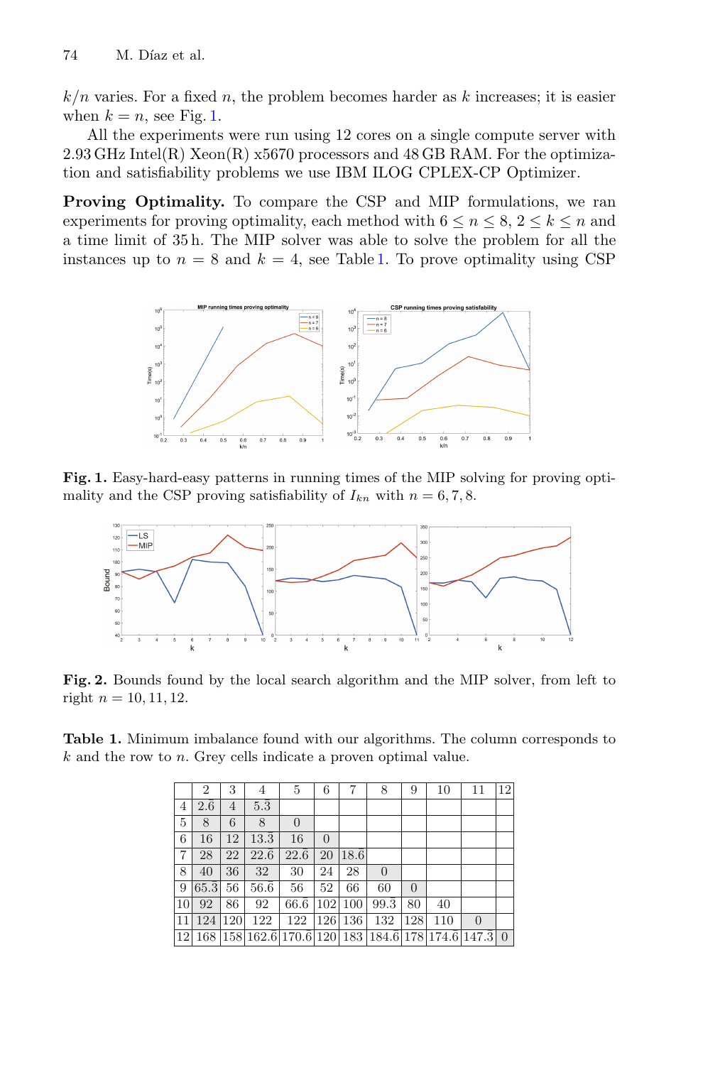$k/n$ varies. For a fixed $n$, the problem becomes harder as $k$ increases; it is easier when $k = n$, see Fig. 1.

All the experiments were run using 12 cores on a single compute server with 2.93 GHz Intel(R) Xeon(R) x5670 processors and 48 GB RAM. For the optimization and satisfiability problems we use IBM ILOG CPLEX-CP Optimizer.

**Proving Optimality.** To compare the CSP and MIP formulations, we ran experiments for proving optimality, each method with $6 \leq n \leq 8$, $2 \leq k \leq n$ and a time limit of 35 h. The MIP solver was able to solve the problem for all the instances up to $n = 8$ and $k = 4$, see Table 1. To prove optimality using CSP

**Fig. 1.** Easy-hard-easy patterns in running times of the MIP solving for proving optimality and the CSP proving satisfiability of $I_{kn}$ with $n = 6, 7, 8$.

**Fig. 2.** Bounds found by the local search algorithm and the MIP solver, from left to right $n = 10, 11, 12$.

**Table 1.** Minimum imbalance found with our algorithms. The column corresponds to $k$ and the row to $n$. Grey cells indicate a proven optimal value.

| | 2 | 3 | 4 | 5 | 6 | 7 | 8 | 9 | 10 | 11 | 12 |
|---|---|---|---|---|---|---|---|---|---|---|---|
| 4 | $2.\bar{6}$ | 4 | $5.\bar{3}$ | | | | | | | | |
| 5 | 8 | 6 | 8 | 0 | | | | | | | |
| 6 | 16 | 12 | $13.\bar{3}$ | 16 | 0 | | | | | | |
| 7 | 28 | 22 | $22.\bar{6}$ | $22.\bar{6}$ | 20 | $18.\bar{6}$ | | | | | |
| 8 | 40 | 36 | 32 | 30 | 24 | 28 | 0 | | | | |
| 9 | $65.\bar{3}$ | 56 | $56.\bar{6}$ | 56 | 52 | 66 | 60 | 0 | | | |
| 10 | 92 | 86 | 92 | $66.\bar{6}$ | 102 | 100 | $99.\bar{3}$ | 80 | 40 | | |
| 11 | 124 | 120 | 122 | 122 | 126 | 136 | 132 | 128 | 110 | 0 | |
| 12 | 168 | 158 | $162.\bar{6}$ | $170.\bar{6}$ | 120 | 183 | $184.\bar{6}$ | 178 | $174.\bar{6}$ | $147.\bar{3}$ | 0 |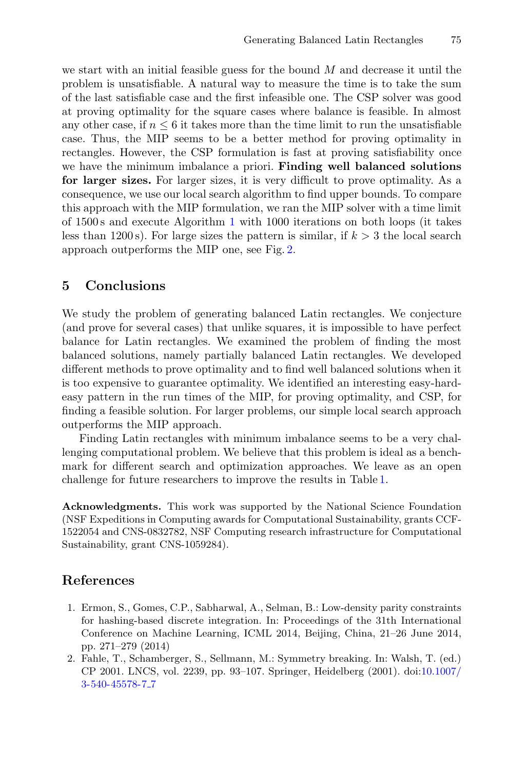we start with an initial feasible guess for the bound $M$ and decrease it until the problem is unsatisfiable. A natural way to measure the time is to take the sum of the last satisfiable case and the first infeasible one. The CSP solver was good at proving optimality for the square cases where balance is feasible. In almost any other case, if $n \leq 6$ it takes more than the time limit to run the unsatisfiable case. Thus, the MIP seems to be a better method for proving optimality in rectangles. However, the CSP formulation is fast at proving satisfiability once we have the minimum imbalance a priori. **Finding well balanced solutions for larger sizes.** For larger sizes, it is very difficult to prove optimality. As a consequence, we use our local search algorithm to find upper bounds. To compare this approach with the MIP formulation, we ran the MIP solver with a time limit of 1500 s and execute Algorithm 1 with 1000 iterations on both loops (it takes less than 1200 s). For large sizes the pattern is similar, if $k > 3$ the local search approach outperforms the MIP one, see Fig. 2.

## 5 Conclusions

We study the problem of generating balanced Latin rectangles. We conjecture (and prove for several cases) that unlike squares, it is impossible to have perfect balance for Latin rectangles. We examined the problem of finding the most balanced solutions, namely partially balanced Latin rectangles. We developed different methods to prove optimality and to find well balanced solutions when it is too expensive to guarantee optimality. We identified an interesting easy-hard-easy pattern in the run times of the MIP, for proving optimality, and CSP, for finding a feasible solution. For larger problems, our simple local search approach outperforms the MIP approach.

Finding Latin rectangles with minimum imbalance seems to be a very challenging computational problem. We believe that this problem is ideal as a benchmark for different search and optimization approaches. We leave as an open challenge for future researchers to improve the results in Table 1.

**Acknowledgments.** This work was supported by the National Science Foundation (NSF Expeditions in Computing awards for Computational Sustainability, grants CCF-1522054 and CNS-0832782, NSF Computing research infrastructure for Computational Sustainability, grant CNS-1059284).

## References

1. Ermon, S., Gomes, C.P., Sabharwal, A., Selman, B.: Low-density parity constraints for hashing-based discrete integration. In: Proceedings of the 31th International Conference on Machine Learning, ICML 2014, Beijing, China, 21–26 June 2014, pp. 271–279 (2014)
2. Fahle, T., Schamberger, S., Sellmann, M.: Symmetry breaking. In: Walsh, T. (ed.) CP 2001. LNCS, vol. 2239, pp. 93–107. Springer, Heidelberg (2001). doi:10.1007/3-540-45578-7_7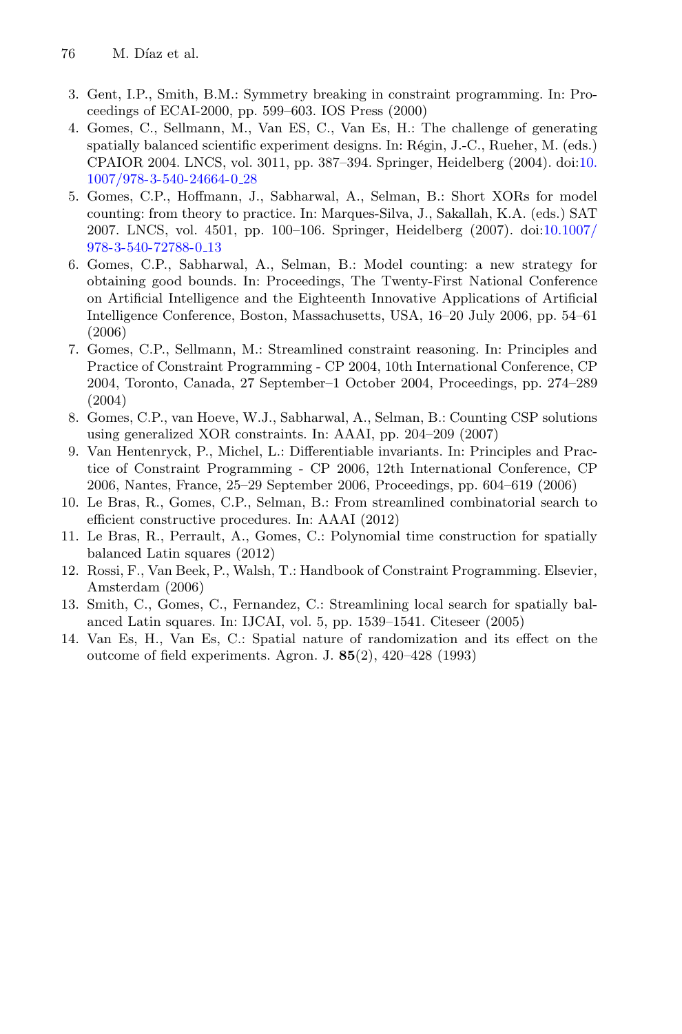3. Gent, I.P., Smith, B.M.: Symmetry breaking in constraint programming. In: Proceedings of ECAI-2000, pp. 599–603. IOS Press (2000)
4. Gomes, C., Sellmann, M., Van ES, C., Van Es, H.: The challenge of generating spatially balanced scientific experiment designs. In: Régin, J.-C., Rueher, M. (eds.) CPAIOR 2004. LNCS, vol. 3011, pp. 387–394. Springer, Heidelberg (2004). doi:10.1007/978-3-540-24664-0_28
5. Gomes, C.P., Hoffmann, J., Sabharwal, A., Selman, B.: Short XORs for model counting: from theory to practice. In: Marques-Silva, J., Sakallah, K.A. (eds.) SAT 2007. LNCS, vol. 4501, pp. 100–106. Springer, Heidelberg (2007). doi:10.1007/978-3-540-72788-0_13
6. Gomes, C.P., Sabharwal, A., Selman, B.: Model counting: a new strategy for obtaining good bounds. In: Proceedings, The Twenty-First National Conference on Artificial Intelligence and the Eighteenth Innovative Applications of Artificial Intelligence Conference, Boston, Massachusetts, USA, 16–20 July 2006, pp. 54–61 (2006)
7. Gomes, C.P., Sellmann, M.: Streamlined constraint reasoning. In: Principles and Practice of Constraint Programming - CP 2004, 10th International Conference, CP 2004, Toronto, Canada, 27 September–1 October 2004, Proceedings, pp. 274–289 (2004)
8. Gomes, C.P., van Hoeve, W.J., Sabharwal, A., Selman, B.: Counting CSP solutions using generalized XOR constraints. In: AAAI, pp. 204–209 (2007)
9. Van Hentenryck, P., Michel, L.: Differentiable invariants. In: Principles and Practice of Constraint Programming - CP 2006, 12th International Conference, CP 2006, Nantes, France, 25–29 September 2006, Proceedings, pp. 604–619 (2006)
10. Le Bras, R., Gomes, C.P., Selman, B.: From streamlined combinatorial search to efficient constructive procedures. In: AAAI (2012)
11. Le Bras, R., Perrault, A., Gomes, C.: Polynomial time construction for spatially balanced Latin squares (2012)
12. Rossi, F., Van Beek, P., Walsh, T.: Handbook of Constraint Programming. Elsevier, Amsterdam (2006)
13. Smith, C., Gomes, C., Fernandez, C.: Streamlining local search for spatially balanced Latin squares. In: IJCAI, vol. 5, pp. 1539–1541. Citeseer (2005)
14. Van Es, H., Van Es, C.: Spatial nature of randomization and its effect on the outcome of field experiments. Agron. J. **85**(2), 420–428 (1993)